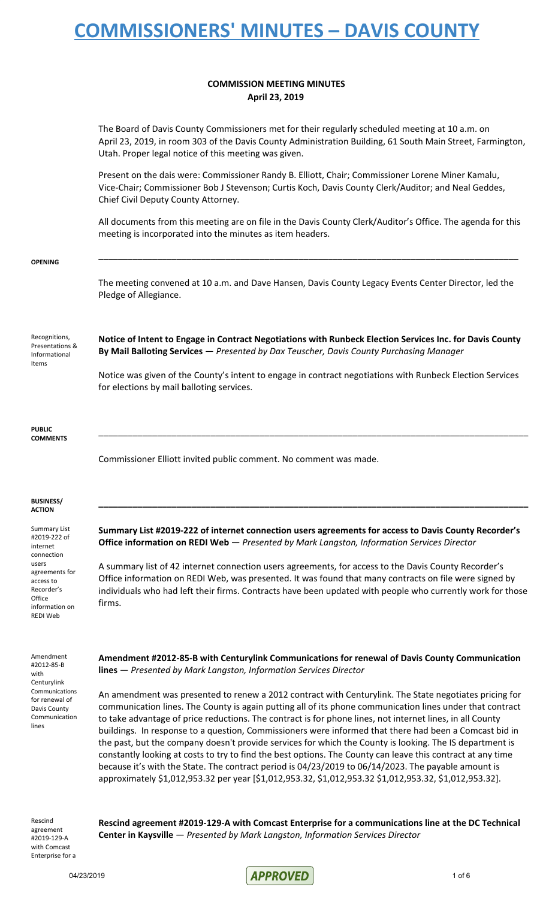# COMMISSIONERS' MINUTES – DAVIS COUNTY

**COMMISSION MEETING MINUTES**
**April 23, 2019**

The Board of Davis County Commissioners met for their regularly scheduled meeting at 10 a.m. on April 23, 2019, in room 303 of the Davis County Administration Building, 61 South Main Street, Farmington, Utah. Proper legal notice of this meeting was given.

Present on the dais were: Commissioner Randy B. Elliott, Chair; Commissioner Lorene Miner Kamalu, Vice-Chair; Commissioner Bob J Stevenson; Curtis Koch, Davis County Clerk/Auditor; and Neal Geddes, Chief Civil Deputy County Attorney.

All documents from this meeting are on file in the Davis County Clerk/Auditor's Office. The agenda for this meeting is incorporated into the minutes as item headers.

**OPENING**

The meeting convened at 10 a.m. and Dave Hansen, Davis County Legacy Events Center Director, led the Pledge of Allegiance.

Recognitions, Presentations & Informational Items

**Notice of Intent to Engage in Contract Negotiations with Runbeck Election Services Inc. for Davis County By Mail Balloting Services** — *Presented by Dax Teuscher, Davis County Purchasing Manager*

Notice was given of the County's intent to engage in contract negotiations with Runbeck Election Services for elections by mail balloting services.

**PUBLIC COMMENTS**

Commissioner Elliott invited public comment. No comment was made.

**BUSINESS/ ACTION**

Summary List #2019-222 of internet connection users agreements for access to Recorder's Office information on REDI Web

**Summary List #2019-222 of internet connection users agreements for access to Davis County Recorder's Office information on REDI Web** — *Presented by Mark Langston, Information Services Director*

A summary list of 42 internet connection users agreements, for access to the Davis County Recorder's Office information on REDI Web, was presented. It was found that many contracts on file were signed by individuals who had left their firms. Contracts have been updated with people who currently work for those firms.

Amendment #2012-85-B with Centurylink Communications for renewal of Davis County Communication lines

**Amendment #2012-85-B with Centurylink Communications for renewal of Davis County Communication lines** — *Presented by Mark Langston, Information Services Director*

An amendment was presented to renew a 2012 contract with Centurylink. The State negotiates pricing for communication lines. The County is again putting all of its phone communication lines under that contract to take advantage of price reductions. The contract is for phone lines, not internet lines, in all County buildings. In response to a question, Commissioners were informed that there had been a Comcast bid in the past, but the company doesn't provide services for which the County is looking. The IS department is constantly looking at costs to try to find the best options. The County can leave this contract at any time because it's with the State. The contract period is 04/23/2019 to 06/14/2023. The payable amount is approximately $1,012,953.32 per year [$1,012,953.32, $1,012,953.32 $1,012,953.32, $1,012,953.32].

Rescind agreement #2019-129-A with Comcast Enterprise for a

**Rescind agreement #2019-129-A with Comcast Enterprise for a communications line at the DC Technical Center in Kaysville** — *Presented by Mark Langston, Information Services Director*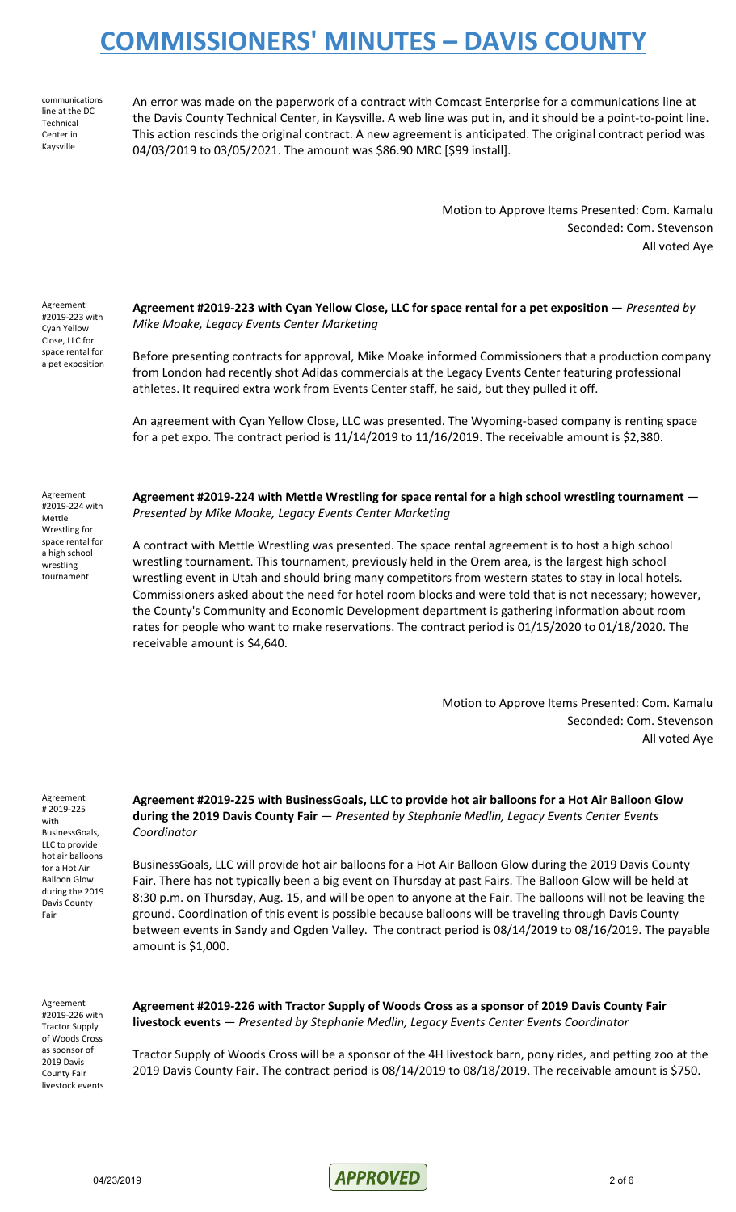communications line at the DC Technical Center in Kaysville

An error was made on the paperwork of a contract with Comcast Enterprise for a communications line at the Davis County Technical Center, in Kaysville. A web line was put in, and it should be a point-to-point line. This action rescinds the original contract. A new agreement is anticipated. The original contract period was 04/03/2019 to 03/05/2021. The amount was $86.90 MRC [$99 install].

Motion to Approve Items Presented: Com. Kamalu
Seconded: Com. Stevenson
All voted Aye

Agreement #2019-223 with Cyan Yellow Close, LLC for space rental for a pet exposition

**Agreement #2019-223 with Cyan Yellow Close, LLC for space rental for a pet exposition** — *Presented by Mike Moake, Legacy Events Center Marketing*

Before presenting contracts for approval, Mike Moake informed Commissioners that a production company from London had recently shot Adidas commercials at the Legacy Events Center featuring professional athletes. It required extra work from Events Center staff, he said, but they pulled it off.

An agreement with Cyan Yellow Close, LLC was presented. The Wyoming-based company is renting space for a pet expo. The contract period is 11/14/2019 to 11/16/2019. The receivable amount is $2,380.

Agreement #2019-224 with Mettle Wrestling for space rental for a high school wrestling tournament

**Agreement #2019-224 with Mettle Wrestling for space rental for a high school wrestling tournament** — *Presented by Mike Moake, Legacy Events Center Marketing*

A contract with Mettle Wrestling was presented. The space rental agreement is to host a high school wrestling tournament. This tournament, previously held in the Orem area, is the largest high school wrestling event in Utah and should bring many competitors from western states to stay in local hotels. Commissioners asked about the need for hotel room blocks and were told that is not necessary; however, the County's Community and Economic Development department is gathering information about room rates for people who want to make reservations. The contract period is 01/15/2020 to 01/18/2020. The receivable amount is $4,640.

Motion to Approve Items Presented: Com. Kamalu
Seconded: Com. Stevenson
All voted Aye

Agreement # 2019-225 with BusinessGoals, LLC to provide hot air balloons for a Hot Air Balloon Glow during the 2019 Davis County Fair

**Agreement #2019-225 with BusinessGoals, LLC to provide hot air balloons for a Hot Air Balloon Glow during the 2019 Davis County Fair** — *Presented by Stephanie Medlin, Legacy Events Center Events Coordinator*

BusinessGoals, LLC will provide hot air balloons for a Hot Air Balloon Glow during the 2019 Davis County Fair. There has not typically been a big event on Thursday at past Fairs. The Balloon Glow will be held at 8:30 p.m. on Thursday, Aug. 15, and will be open to anyone at the Fair. The balloons will not be leaving the ground. Coordination of this event is possible because balloons will be traveling through Davis County between events in Sandy and Ogden Valley. The contract period is 08/14/2019 to 08/16/2019. The payable amount is $1,000.

Agreement #2019-226 with Tractor Supply of Woods Cross as sponsor of 2019 Davis County Fair livestock events

**Agreement #2019-226 with Tractor Supply of Woods Cross as a sponsor of 2019 Davis County Fair livestock events** — *Presented by Stephanie Medlin, Legacy Events Center Events Coordinator*

Tractor Supply of Woods Cross will be a sponsor of the 4H livestock barn, pony rides, and petting zoo at the 2019 Davis County Fair. The contract period is 08/14/2019 to 08/18/2019. The receivable amount is $750.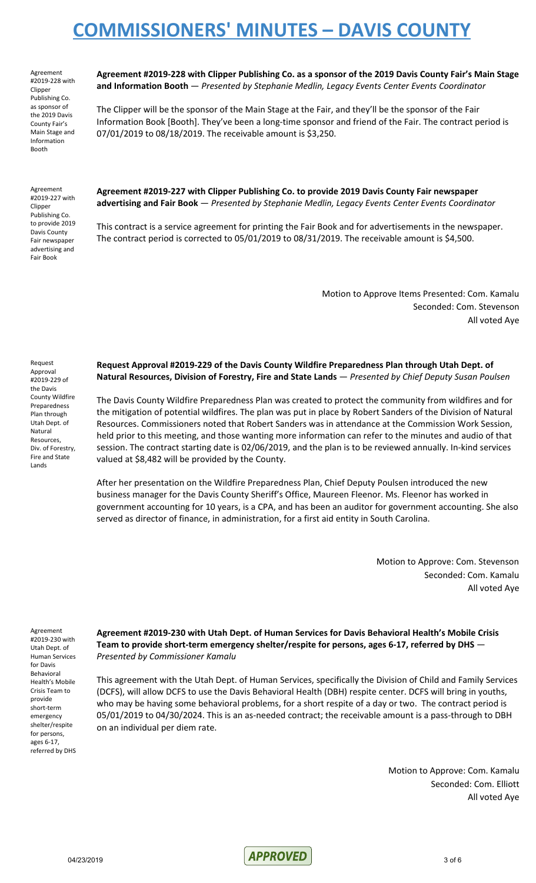Agreement #2019-228 with Clipper Publishing Co. as sponsor of the 2019 Davis County Fair's Main Stage and Information Booth

**Agreement #2019-228 with Clipper Publishing Co. as a sponsor of the 2019 Davis County Fair's Main Stage and Information Booth** — *Presented by Stephanie Medlin, Legacy Events Center Events Coordinator*

The Clipper will be the sponsor of the Main Stage at the Fair, and they'll be the sponsor of the Fair Information Book [Booth]. They've been a long-time sponsor and friend of the Fair. The contract period is 07/01/2019 to 08/18/2019. The receivable amount is $3,250.

Agreement #2019-227 with Clipper Publishing Co. to provide 2019 Davis County Fair newspaper advertising and Fair Book

**Agreement #2019-227 with Clipper Publishing Co. to provide 2019 Davis County Fair newspaper advertising and Fair Book** — *Presented by Stephanie Medlin, Legacy Events Center Events Coordinator*

This contract is a service agreement for printing the Fair Book and for advertisements in the newspaper. The contract period is corrected to 05/01/2019 to 08/31/2019. The receivable amount is $4,500.

Motion to Approve Items Presented: Com. Kamalu
Seconded: Com. Stevenson
All voted Aye

Request Approval #2019-229 of the Davis County Wildfire Preparedness Plan through Utah Dept. of Natural Resources, Div. of Forestry, Fire and State Lands

**Request Approval #2019-229 of the Davis County Wildfire Preparedness Plan through Utah Dept. of Natural Resources, Division of Forestry, Fire and State Lands** — *Presented by Chief Deputy Susan Poulsen*

The Davis County Wildfire Preparedness Plan was created to protect the community from wildfires and for the mitigation of potential wildfires. The plan was put in place by Robert Sanders of the Division of Natural Resources. Commissioners noted that Robert Sanders was in attendance at the Commission Work Session, held prior to this meeting, and those wanting more information can refer to the minutes and audio of that session. The contract starting date is 02/06/2019, and the plan is to be reviewed annually. In-kind services valued at $8,482 will be provided by the County.

After her presentation on the Wildfire Preparedness Plan, Chief Deputy Poulsen introduced the new business manager for the Davis County Sheriff's Office, Maureen Fleenor. Ms. Fleenor has worked in government accounting for 10 years, is a CPA, and has been an auditor for government accounting. She also served as director of finance, in administration, for a first aid entity in South Carolina.

Motion to Approve: Com. Stevenson
Seconded: Com. Kamalu
All voted Aye

Agreement #2019-230 with Utah Dept. of Human Services for Davis Behavioral Health's Mobile Crisis Team to provide short-term emergency shelter/respite for persons, ages 6-17, referred by DHS

**Agreement #2019-230 with Utah Dept. of Human Services for Davis Behavioral Health's Mobile Crisis Team to provide short-term emergency shelter/respite for persons, ages 6-17, referred by DHS** — *Presented by Commissioner Kamalu*

This agreement with the Utah Dept. of Human Services, specifically the Division of Child and Family Services (DCFS), will allow DCFS to use the Davis Behavioral Health (DBH) respite center. DCFS will bring in youths, who may be having some behavioral problems, for a short respite of a day or two. The contract period is 05/01/2019 to 04/30/2024. This is an as-needed contract; the receivable amount is a pass-through to DBH on an individual per diem rate.

Motion to Approve: Com. Kamalu
Seconded: Com. Elliott
All voted Aye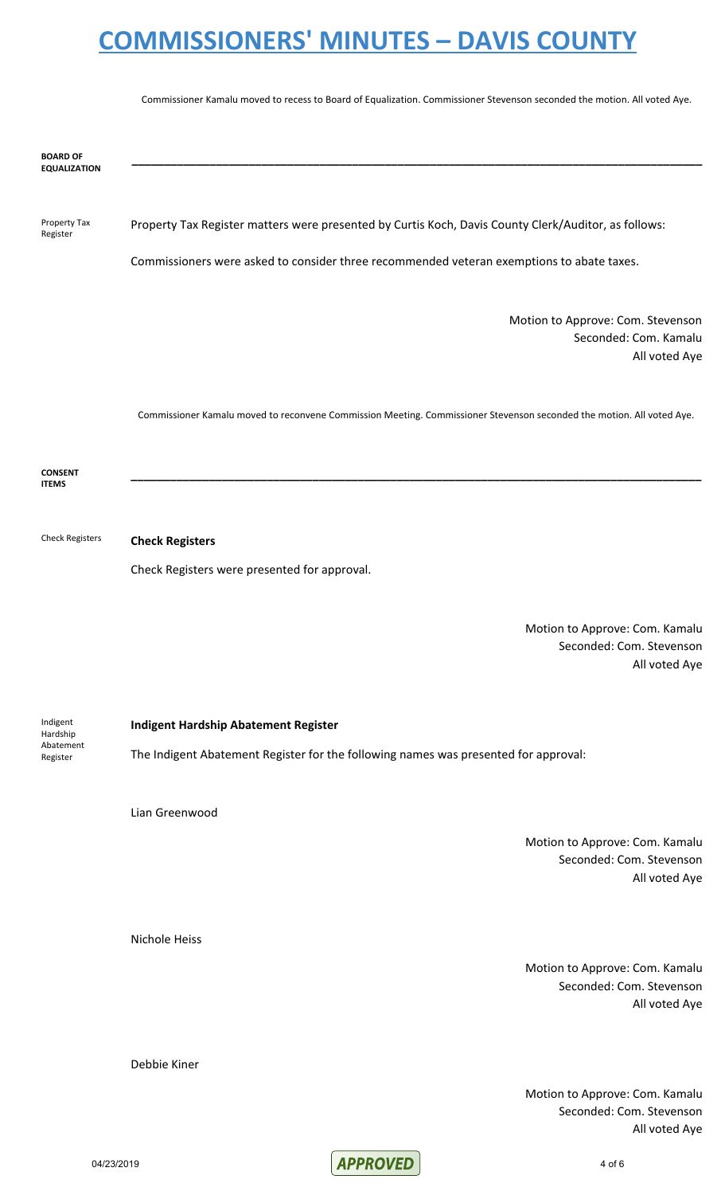Commissioner Kamalu moved to recess to Board of Equalization. Commissioner Stevenson seconded the motion. All voted Aye.

## BOARD OF EQUALIZATION

**Property Tax Register**

Property Tax Register matters were presented by Curtis Koch, Davis County Clerk/Auditor, as follows:

Commissioners were asked to consider three recommended veteran exemptions to abate taxes.

Motion to Approve: Com. Stevenson
Seconded: Com. Kamalu
All voted Aye

Commissioner Kamalu moved to reconvene Commission Meeting. Commissioner Stevenson seconded the motion. All voted Aye.

## CONSENT ITEMS

**Check Registers**

Check Registers were presented for approval.

Motion to Approve: Com. Kamalu
Seconded: Com. Stevenson
All voted Aye

**Indigent Hardship Abatement Register**

The Indigent Abatement Register for the following names was presented for approval:

Lian Greenwood

Motion to Approve: Com. Kamalu
Seconded: Com. Stevenson
All voted Aye

Nichole Heiss

Motion to Approve: Com. Kamalu
Seconded: Com. Stevenson
All voted Aye

Debbie Kiner

Motion to Approve: Com. Kamalu
Seconded: Com. Stevenson
All voted Aye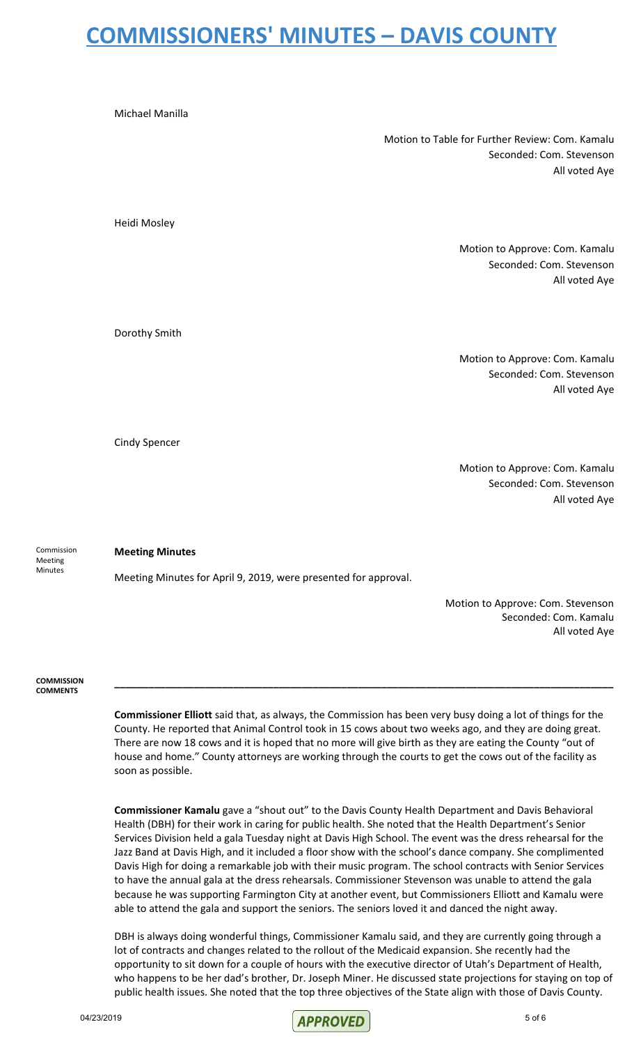Michael Manilla

Motion to Table for Further Review: Com. Kamalu
Seconded: Com. Stevenson
All voted Aye

Heidi Mosley

Motion to Approve: Com. Kamalu
Seconded: Com. Stevenson
All voted Aye

Dorothy Smith

Motion to Approve: Com. Kamalu
Seconded: Com. Stevenson
All voted Aye

Cindy Spencer

Motion to Approve: Com. Kamalu
Seconded: Com. Stevenson
All voted Aye

Commission Meeting Minutes

**Meeting Minutes**

Meeting Minutes for April 9, 2019, were presented for approval.

Motion to Approve: Com. Stevenson
Seconded: Com. Kamalu
All voted Aye

**COMMISSION COMMENTS**

---

**Commissioner Elliott** said that, as always, the Commission has been very busy doing a lot of things for the County. He reported that Animal Control took in 15 cows about two weeks ago, and they are doing great. There are now 18 cows and it is hoped that no more will give birth as they are eating the County "out of house and home." County attorneys are working through the courts to get the cows out of the facility as soon as possible.

**Commissioner Kamalu** gave a "shout out" to the Davis County Health Department and Davis Behavioral Health (DBH) for their work in caring for public health. She noted that the Health Department's Senior Services Division held a gala Tuesday night at Davis High School. The event was the dress rehearsal for the Jazz Band at Davis High, and it included a floor show with the school's dance company. She complimented Davis High for doing a remarkable job with their music program. The school contracts with Senior Services to have the annual gala at the dress rehearsals. Commissioner Stevenson was unable to attend the gala because he was supporting Farmington City at another event, but Commissioners Elliott and Kamalu were able to attend the gala and support the seniors. The seniors loved it and danced the night away.

DBH is always doing wonderful things, Commissioner Kamalu said, and they are currently going through a lot of contracts and changes related to the rollout of the Medicaid expansion. She recently had the opportunity to sit down for a couple of hours with the executive director of Utah's Department of Health, who happens to be her dad's brother, Dr. Joseph Miner. He discussed state projections for staying on top of public health issues. She noted that the top three objectives of the State align with those of Davis County.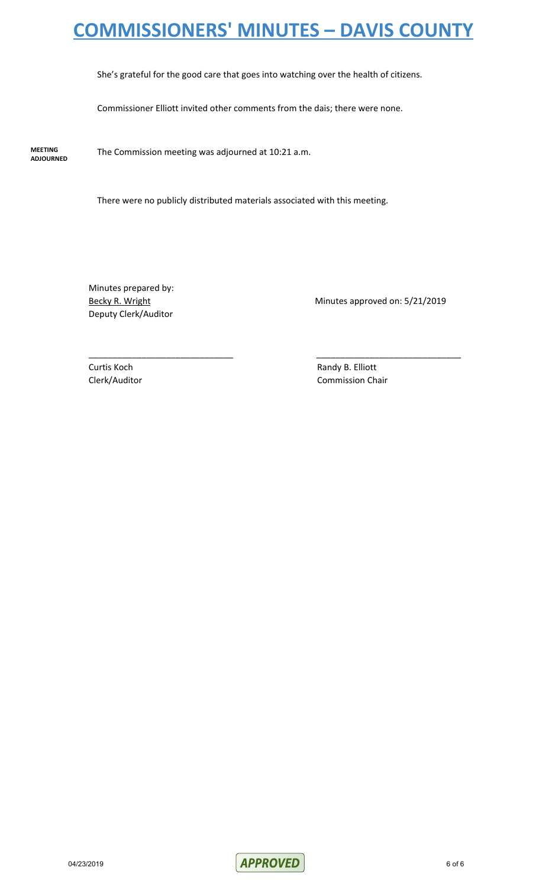She's grateful for the good care that goes into watching over the health of citizens.

Commissioner Elliott invited other comments from the dais; there were none.

**MEETING ADJOURNED**

The Commission meeting was adjourned at 10:21 a.m.

There were no publicly distributed materials associated with this meeting.

Minutes prepared by:
Becky R. Wright
Deputy Clerk/Auditor

Minutes approved on: 5/21/2019

_______________________________
Curtis Koch
Clerk/Auditor

_______________________________
Randy B. Elliott
Commission Chair

APPROVED